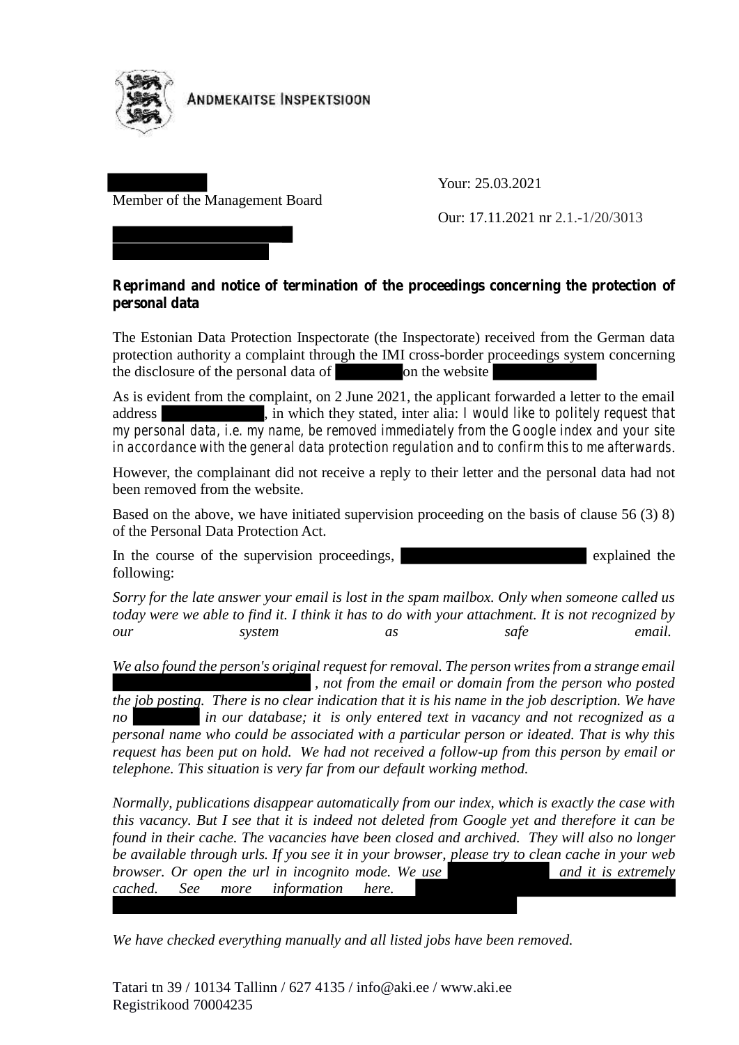ANDMEKAITSE INSPEKTSIOON

Member of the Management Board

Your: 25.03.2021

Our: 17.11.2021 nr 2.1.-1/20/3013

**Reprimand and notice of termination of the proceedings concerning the protection of personal data**

The Estonian Data Protection Inspectorate (the Inspectorate) received from the German data protection authority a complaint through the IMI cross-border proceedings system concerning the disclosure of the personal data of on the website

As is evident from the complaint, on 2 June 2021, the applicant forwarded a letter to the email address , in which they stated, inter alia: *I would like to politely request that my personal data, i.e. my name, be removed immediately from the Google index and your site in accordance with the general data protection regulation and to confirm this to me afterwards.*

However, the complainant did not receive a reply to their letter and the personal data had not been removed from the website.

Based on the above, we have initiated supervision proceeding on the basis of clause 56 (3) 8) of the Personal Data Protection Act.

In the course of the supervision proceedings, explained the following:

*Sorry for the late answer your email is lost in the spam mailbox. Only when someone called us today were we able to find it. I think it has to do with your attachment. It is not recognized by our system as safe email.*

*We also found the person's original request for removal. The person writes from a strange email , not from the email or domain from the person who posted the job posting. There is no clear indication that it is his name in the job description. We have no in our database; it is only entered text in vacancy and not recognized as a personal name who could be associated with a particular person or ideated. That is why this request has been put on hold. We had not received a follow-up from this person by email or telephone. This situation is very far from our default working method.*

*Normally, publications disappear automatically from our index, which is exactly the case with this vacancy. But I see that it is indeed not deleted from Google yet and therefore it can be found in their cache. The vacancies have been closed and archived. They will also no longer be available through urls. If you see it in your browser, please try to clean cache in your web browser. Or open the url in incognito mode. We use and it is extremely cached. See more information here.*

*We have checked everything manually and all listed jobs have been removed.*

Tatari tn 39 / 10134 Tallinn / 627 4135 / info@aki.ee / www.aki.ee
Registrikood 70004235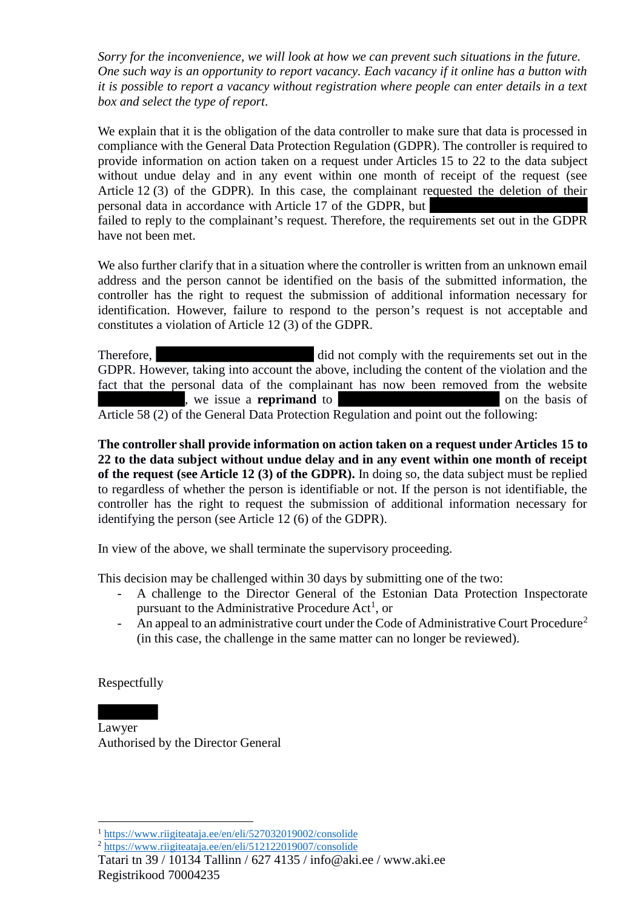*Sorry for the inconvenience, we will look at how we can prevent such situations in the future. One such way is an opportunity to report vacancy. Each vacancy if it online has a button with it is possible to report a vacancy without registration where people can enter details in a text box and select the type of report.*

We explain that it is the obligation of the data controller to make sure that data is processed in compliance with the General Data Protection Regulation (GDPR). The controller is required to provide information on action taken on a request under Articles 15 to 22 to the data subject without undue delay and in any event within one month of receipt of the request (see Article 12 (3) of the GDPR). In this case, the complainant requested the deletion of their personal data in accordance with Article 17 of the GDPR, but ████████████ failed to reply to the complainant's request. Therefore, the requirements set out in the GDPR have not been met.

We also further clarify that in a situation where the controller is written from an unknown email address and the person cannot be identified on the basis of the submitted information, the controller has the right to request the submission of additional information necessary for identification. However, failure to respond to the person's request is not acceptable and constitutes a violation of Article 12 (3) of the GDPR.

Therefore, ████████████ did not comply with the requirements set out in the GDPR. However, taking into account the above, including the content of the violation and the fact that the personal data of the complainant has now been removed from the website ████████, we issue a **reprimand** to ████████████ on the basis of Article 58 (2) of the General Data Protection Regulation and point out the following:

**The controller shall provide information on action taken on a request under Articles 15 to 22 to the data subject without undue delay and in any event within one month of receipt of the request (see Article 12 (3) of the GDPR).** In doing so, the data subject must be replied to regardless of whether the person is identifiable or not. If the person is not identifiable, the controller has the right to request the submission of additional information necessary for identifying the person (see Article 12 (6) of the GDPR).

In view of the above, we shall terminate the supervisory proceeding.

This decision may be challenged within 30 days by submitting one of the two:

- A challenge to the Director General of the Estonian Data Protection Inspectorate pursuant to the Administrative Procedure Act[1], or
- An appeal to an administrative court under the Code of Administrative Court Procedure[2] (in this case, the challenge in the same matter can no longer be reviewed).

Respectfully

██████
Lawyer
Authorised by the Director General

[1] https://www.riigiteataja.ee/en/eli/527032019002/consolide

[2] https://www.riigiteataja.ee/en/eli/512122019007/consolide

Tatari tn 39 / 10134 Tallinn / 627 4135 / info@aki.ee / www.aki.ee
Registrikood 70004235